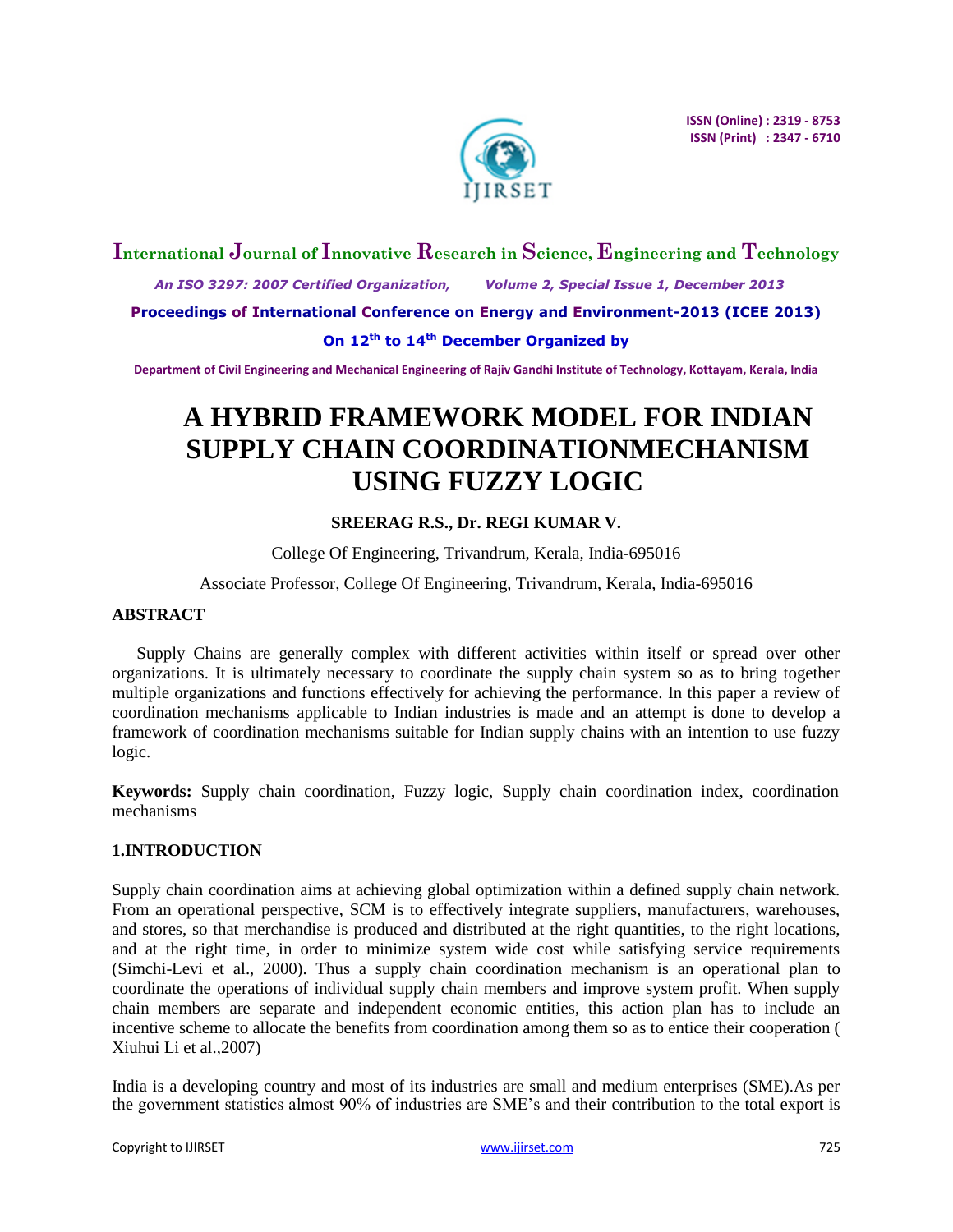# A HYBRID FRAMEWORK MODEL FOR INDIAN SUPPLY CHAIN COORDINATIONMECHANISM USING FUZZY LOGIC

**SREERAG R.S., Dr. REGI KUMAR V.**

College Of Engineering, Trivandrum, Kerala, India-695016

Associate Professor, College Of Engineering, Trivandrum, Kerala, India-695016

## ABSTRACT

Supply Chains are generally complex with different activities within itself or spread over other organizations. It is ultimately necessary to coordinate the supply chain system so as to bring together multiple organizations and functions effectively for achieving the performance. In this paper a review of coordination mechanisms applicable to Indian industries is made and an attempt is done to develop a framework of coordination mechanisms suitable for Indian supply chains with an intention to use fuzzy logic.

**Keywords:** Supply chain coordination, Fuzzy logic, Supply chain coordination index, coordination mechanisms

## 1.INTRODUCTION

Supply chain coordination aims at achieving global optimization within a defined supply chain network. From an operational perspective, SCM is to effectively integrate suppliers, manufacturers, warehouses, and stores, so that merchandise is produced and distributed at the right quantities, to the right locations, and at the right time, in order to minimize system wide cost while satisfying service requirements (Simchi-Levi et al., 2000). Thus a supply chain coordination mechanism is an operational plan to coordinate the operations of individual supply chain members and improve system profit. When supply chain members are separate and independent economic entities, this action plan has to include an incentive scheme to allocate the benefits from coordination among them so as to entice their cooperation ( Xiuhui Li et al.,2007)

India is a developing country and most of its industries are small and medium enterprises (SME).As per the government statistics almost 90% of industries are SME's and their contribution to the total export is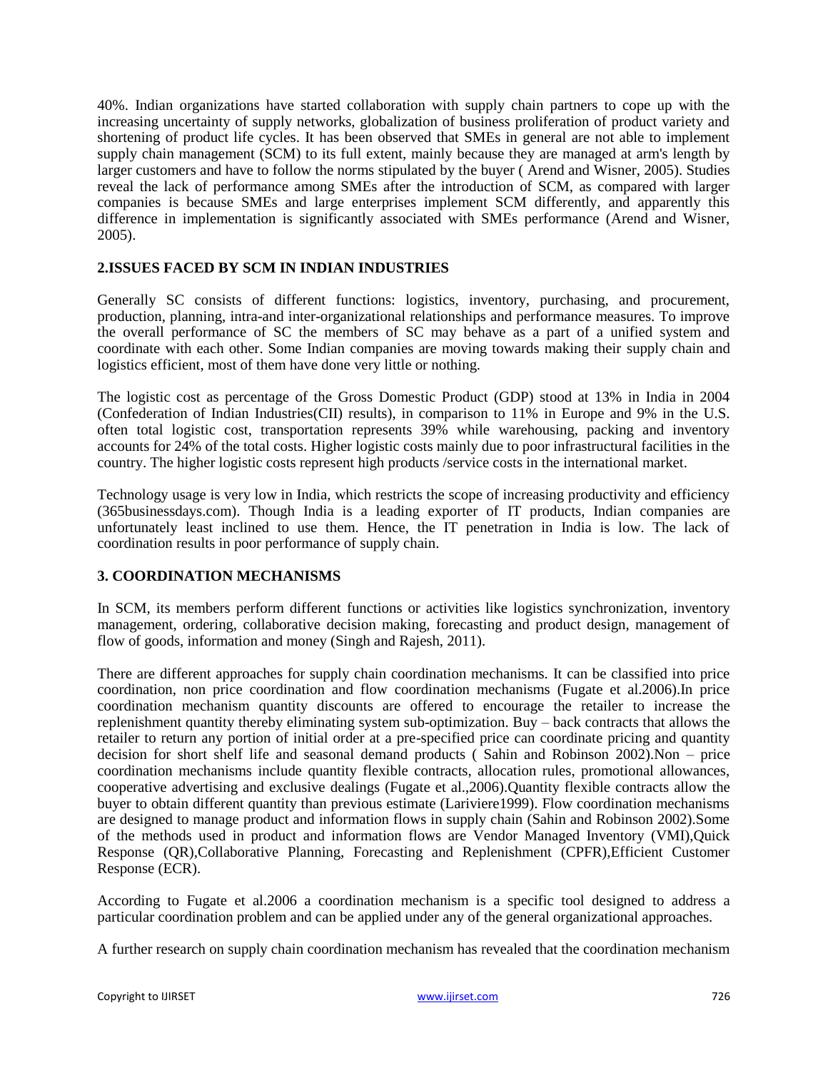40%. Indian organizations have started collaboration with supply chain partners to cope up with the increasing uncertainty of supply networks, globalization of business proliferation of product variety and shortening of product life cycles. It has been observed that SMEs in general are not able to implement supply chain management (SCM) to its full extent, mainly because they are managed at arm's length by larger customers and have to follow the norms stipulated by the buyer ( Arend and Wisner, 2005). Studies reveal the lack of performance among SMEs after the introduction of SCM, as compared with larger companies is because SMEs and large enterprises implement SCM differently, and apparently this difference in implementation is significantly associated with SMEs performance (Arend and Wisner, 2005).

## 2.ISSUES FACED BY SCM IN INDIAN INDUSTRIES

Generally SC consists of different functions: logistics, inventory, purchasing, and procurement, production, planning, intra-and inter-organizational relationships and performance measures. To improve the overall performance of SC the members of SC may behave as a part of a unified system and coordinate with each other. Some Indian companies are moving towards making their supply chain and logistics efficient, most of them have done very little or nothing.

The logistic cost as percentage of the Gross Domestic Product (GDP) stood at 13% in India in 2004 (Confederation of Indian Industries(CII) results), in comparison to 11% in Europe and 9% in the U.S. often total logistic cost, transportation represents 39% while warehousing, packing and inventory accounts for 24% of the total costs. Higher logistic costs mainly due to poor infrastructural facilities in the country. The higher logistic costs represent high products /service costs in the international market.

Technology usage is very low in India, which restricts the scope of increasing productivity and efficiency (365businessdays.com). Though India is a leading exporter of IT products, Indian companies are unfortunately least inclined to use them. Hence, the IT penetration in India is low. The lack of coordination results in poor performance of supply chain.

## 3. COORDINATION MECHANISMS

In SCM, its members perform different functions or activities like logistics synchronization, inventory management, ordering, collaborative decision making, forecasting and product design, management of flow of goods, information and money (Singh and Rajesh, 2011).

There are different approaches for supply chain coordination mechanisms. It can be classified into price coordination, non price coordination and flow coordination mechanisms (Fugate et al.2006).In price coordination mechanism quantity discounts are offered to encourage the retailer to increase the replenishment quantity thereby eliminating system sub-optimization. Buy – back contracts that allows the retailer to return any portion of initial order at a pre-specified price can coordinate pricing and quantity decision for short shelf life and seasonal demand products ( Sahin and Robinson 2002).Non – price coordination mechanisms include quantity flexible contracts, allocation rules, promotional allowances, cooperative advertising and exclusive dealings (Fugate et al.,2006).Quantity flexible contracts allow the buyer to obtain different quantity than previous estimate (Lariviere1999). Flow coordination mechanisms are designed to manage product and information flows in supply chain (Sahin and Robinson 2002).Some of the methods used in product and information flows are Vendor Managed Inventory (VMI),Quick Response (QR),Collaborative Planning, Forecasting and Replenishment (CPFR),Efficient Customer Response (ECR).

According to Fugate et al.2006 a coordination mechanism is a specific tool designed to address a particular coordination problem and can be applied under any of the general organizational approaches.

A further research on supply chain coordination mechanism has revealed that the coordination mechanism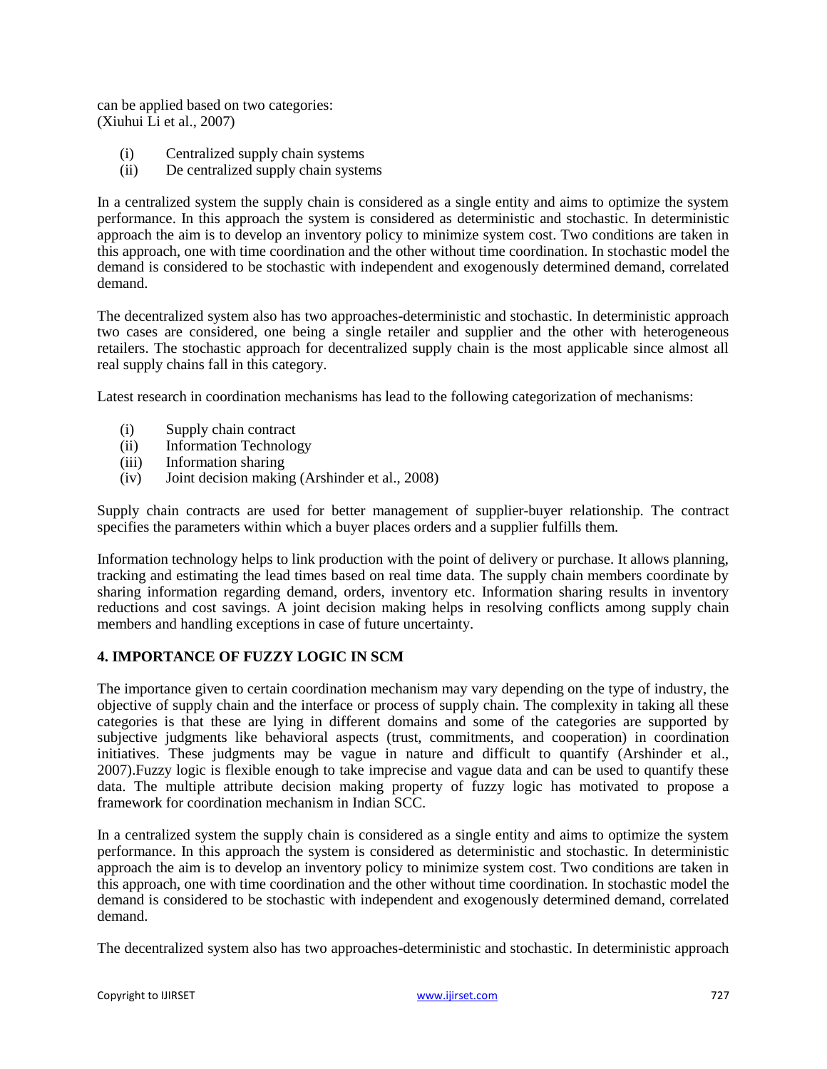can be applied based on two categories:
(Xiuhui Li et al., 2007)

(i) Centralized supply chain systems
(ii) De centralized supply chain systems

In a centralized system the supply chain is considered as a single entity and aims to optimize the system performance. In this approach the system is considered as deterministic and stochastic. In deterministic approach the aim is to develop an inventory policy to minimize system cost. Two conditions are taken in this approach, one with time coordination and the other without time coordination. In stochastic model the demand is considered to be stochastic with independent and exogenously determined demand, correlated demand.

The decentralized system also has two approaches-deterministic and stochastic. In deterministic approach two cases are considered, one being a single retailer and supplier and the other with heterogeneous retailers. The stochastic approach for decentralized supply chain is the most applicable since almost all real supply chains fall in this category.

Latest research in coordination mechanisms has lead to the following categorization of mechanisms:

(i) Supply chain contract
(ii) Information Technology
(iii) Information sharing
(iv) Joint decision making (Arshinder et al., 2008)

Supply chain contracts are used for better management of supplier-buyer relationship. The contract specifies the parameters within which a buyer places orders and a supplier fulfills them.

Information technology helps to link production with the point of delivery or purchase. It allows planning, tracking and estimating the lead times based on real time data. The supply chain members coordinate by sharing information regarding demand, orders, inventory etc. Information sharing results in inventory reductions and cost savings. A joint decision making helps in resolving conflicts among supply chain members and handling exceptions in case of future uncertainty.

## 4. IMPORTANCE OF FUZZY LOGIC IN SCM

The importance given to certain coordination mechanism may vary depending on the type of industry, the objective of supply chain and the interface or process of supply chain. The complexity in taking all these categories is that these are lying in different domains and some of the categories are supported by subjective judgments like behavioral aspects (trust, commitments, and cooperation) in coordination initiatives. These judgments may be vague in nature and difficult to quantify (Arshinder et al., 2007).Fuzzy logic is flexible enough to take imprecise and vague data and can be used to quantify these data. The multiple attribute decision making property of fuzzy logic has motivated to propose a framework for coordination mechanism in Indian SCC.

In a centralized system the supply chain is considered as a single entity and aims to optimize the system performance. In this approach the system is considered as deterministic and stochastic. In deterministic approach the aim is to develop an inventory policy to minimize system cost. Two conditions are taken in this approach, one with time coordination and the other without time coordination. In stochastic model the demand is considered to be stochastic with independent and exogenously determined demand, correlated demand.

The decentralized system also has two approaches-deterministic and stochastic. In deterministic approach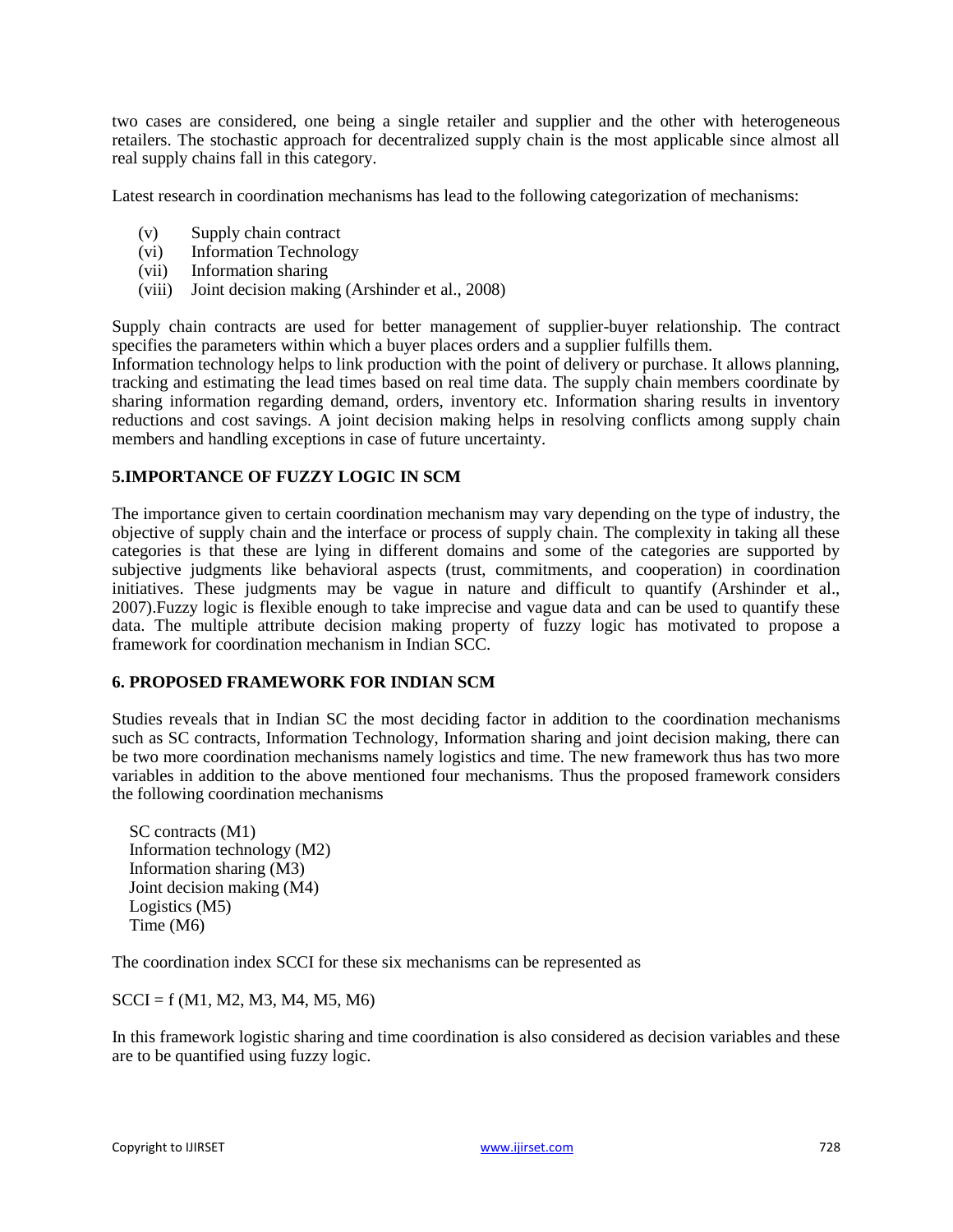two cases are considered, one being a single retailer and supplier and the other with heterogeneous retailers. The stochastic approach for decentralized supply chain is the most applicable since almost all real supply chains fall in this category.

Latest research in coordination mechanisms has lead to the following categorization of mechanisms:

(v) Supply chain contract
(vi) Information Technology
(vii) Information sharing
(viii) Joint decision making (Arshinder et al., 2008)

Supply chain contracts are used for better management of supplier-buyer relationship. The contract specifies the parameters within which a buyer places orders and a supplier fulfills them.
Information technology helps to link production with the point of delivery or purchase. It allows planning, tracking and estimating the lead times based on real time data. The supply chain members coordinate by sharing information regarding demand, orders, inventory etc. Information sharing results in inventory reductions and cost savings. A joint decision making helps in resolving conflicts among supply chain members and handling exceptions in case of future uncertainty.

## 5.IMPORTANCE OF FUZZY LOGIC IN SCM

The importance given to certain coordination mechanism may vary depending on the type of industry, the objective of supply chain and the interface or process of supply chain. The complexity in taking all these categories is that these are lying in different domains and some of the categories are supported by subjective judgments like behavioral aspects (trust, commitments, and cooperation) in coordination initiatives. These judgments may be vague in nature and difficult to quantify (Arshinder et al., 2007).Fuzzy logic is flexible enough to take imprecise and vague data and can be used to quantify these data. The multiple attribute decision making property of fuzzy logic has motivated to propose a framework for coordination mechanism in Indian SCC.

## 6. PROPOSED FRAMEWORK FOR INDIAN SCM

Studies reveals that in Indian SC the most deciding factor in addition to the coordination mechanisms such as SC contracts, Information Technology, Information sharing and joint decision making, there can be two more coordination mechanisms namely logistics and time. The new framework thus has two more variables in addition to the above mentioned four mechanisms. Thus the proposed framework considers the following coordination mechanisms

SC contracts (M1)
Information technology (M2)
Information sharing (M3)
Joint decision making (M4)
Logistics (M5)
Time (M6)

The coordination index SCCI for these six mechanisms can be represented as

$$SCCI = f(M1, M2, M3, M4, M5, M6)$$

In this framework logistic sharing and time coordination is also considered as decision variables and these are to be quantified using fuzzy logic.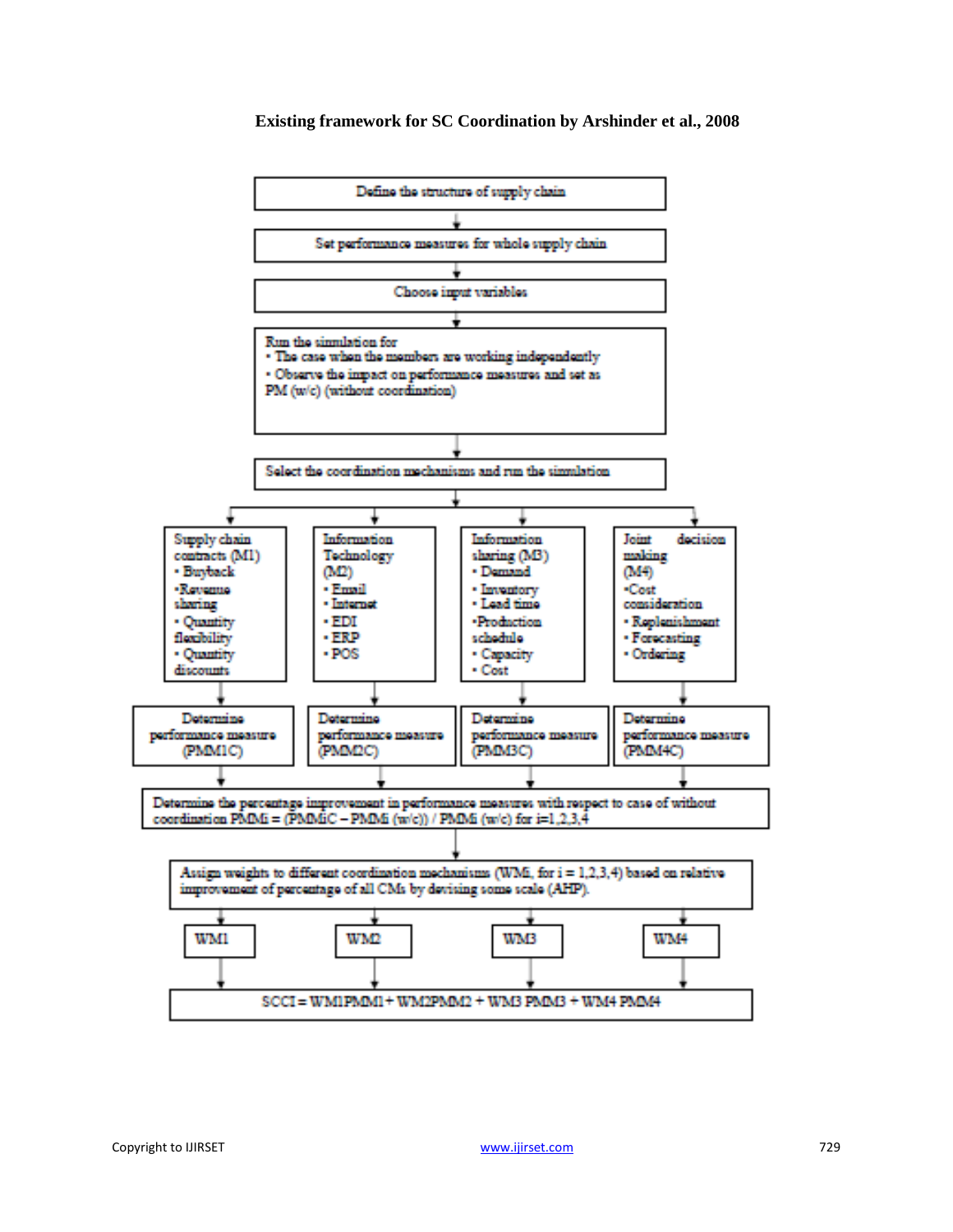**Existing framework for SC Coordination by Arshinder et al., 2008**

Define the structure of supply chain

↓

Set performance measures for whole supply chain

↓

Choose input variables

↓

Run the simulation for
- The case when the members are working independently
- Observe the impact on performance measures and set as PM (w/c) (without coordination)

↓

Select the coordination mechanisms and run the simulation

↓

| Supply chain contracts (M1) | Information Technology (M2) | Information sharing (M3) | Joint decision making (M4) |
|---|---|---|---|
| • Buyback<br>• Revenue sharing<br>• Quantity flexibility<br>• Quantity discounts | • Email<br>• Internet<br>• EDI<br>• ERP<br>• POS | • Demand<br>• Inventory<br>• Lead time<br>• Production schedule<br>• Capacity<br>• Cost | • Cost consideration<br>• Replenishment<br>• Forecasting<br>• Ordering |
| Determine performance measure (PMM1C) | Determine performance measure (PMM2C) | Determine performance measure (PMM3C) | Determine performance measure (PMM4C) |

↓

Determine the percentage improvement in performance measures with respect to case of without coordination PMMi = (PMMiC – PMMi (w/c)) / PMMi (w/c) for i=1,2,3,4

↓

Assign weights to different coordination mechanisms (WMi, for i = 1,2,3,4) based on relative improvement of percentage of all CMs by devising some scale (AHP).

↓

| WM1 | WM2 | WM3 | WM4 |
|---|---|---|---|

↓

SCCI = WM1PMM1 + WM2PMM2 + WM3 PMM3 + WM4 PMM4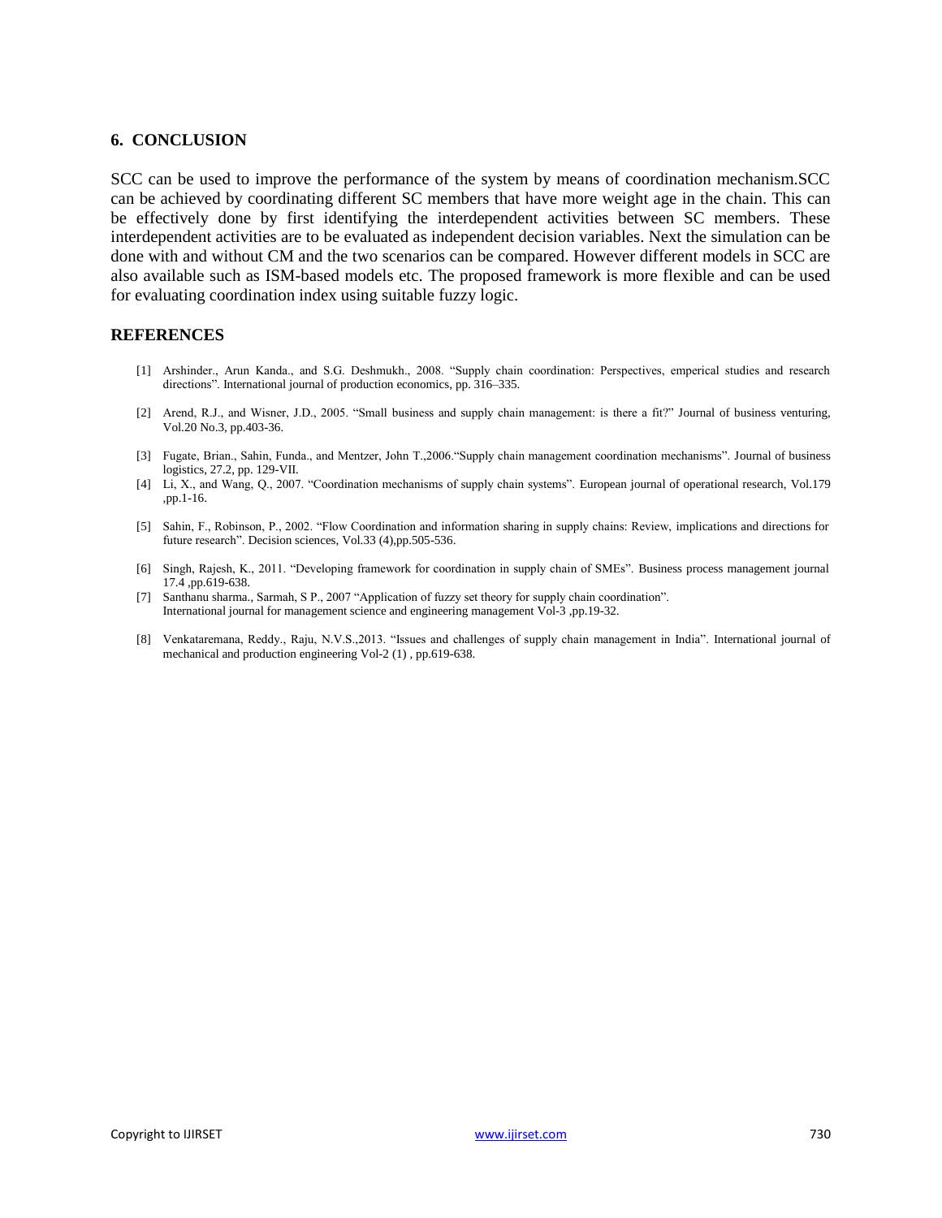## 6. CONCLUSION

SCC can be used to improve the performance of the system by means of coordination mechanism.SCC can be achieved by coordinating different SC members that have more weight age in the chain. This can be effectively done by first identifying the interdependent activities between SC members. These interdependent activities are to be evaluated as independent decision variables. Next the simulation can be done with and without CM and the two scenarios can be compared. However different models in SCC are also available such as ISM-based models etc. The proposed framework is more flexible and can be used for evaluating coordination index using suitable fuzzy logic.

## REFERENCES

[1] Arshinder., Arun Kanda., and S.G. Deshmukh., 2008. "Supply chain coordination: Perspectives, emperical studies and research directions". International journal of production economics, pp. 316–335.

[2] Arend, R.J., and Wisner, J.D., 2005. "Small business and supply chain management: is there a fit?" Journal of business venturing, Vol.20 No.3, pp.403-36.

[3] Fugate, Brian., Sahin, Funda., and Mentzer, John T.,2006."Supply chain management coordination mechanisms". Journal of business logistics, 27.2, pp. 129-VII.

[4] Li, X., and Wang, Q., 2007. "Coordination mechanisms of supply chain systems". European journal of operational research, Vol.179 ,pp.1-16.

[5] Sahin, F., Robinson, P., 2002. "Flow Coordination and information sharing in supply chains: Review, implications and directions for future research". Decision sciences, Vol.33 (4),pp.505-536.

[6] Singh, Rajesh, K., 2011. "Developing framework for coordination in supply chain of SMEs". Business process management journal 17.4 ,pp.619-638.

[7] Santhanu sharma., Sarmah, S P., 2007 "Application of fuzzy set theory for supply chain coordination". International journal for management science and engineering management Vol-3 ,pp.19-32.

[8] Venkataremana, Reddy., Raju, N.V.S.,2013. "Issues and challenges of supply chain management in India". International journal of mechanical and production engineering Vol-2 (1) , pp.619-638.